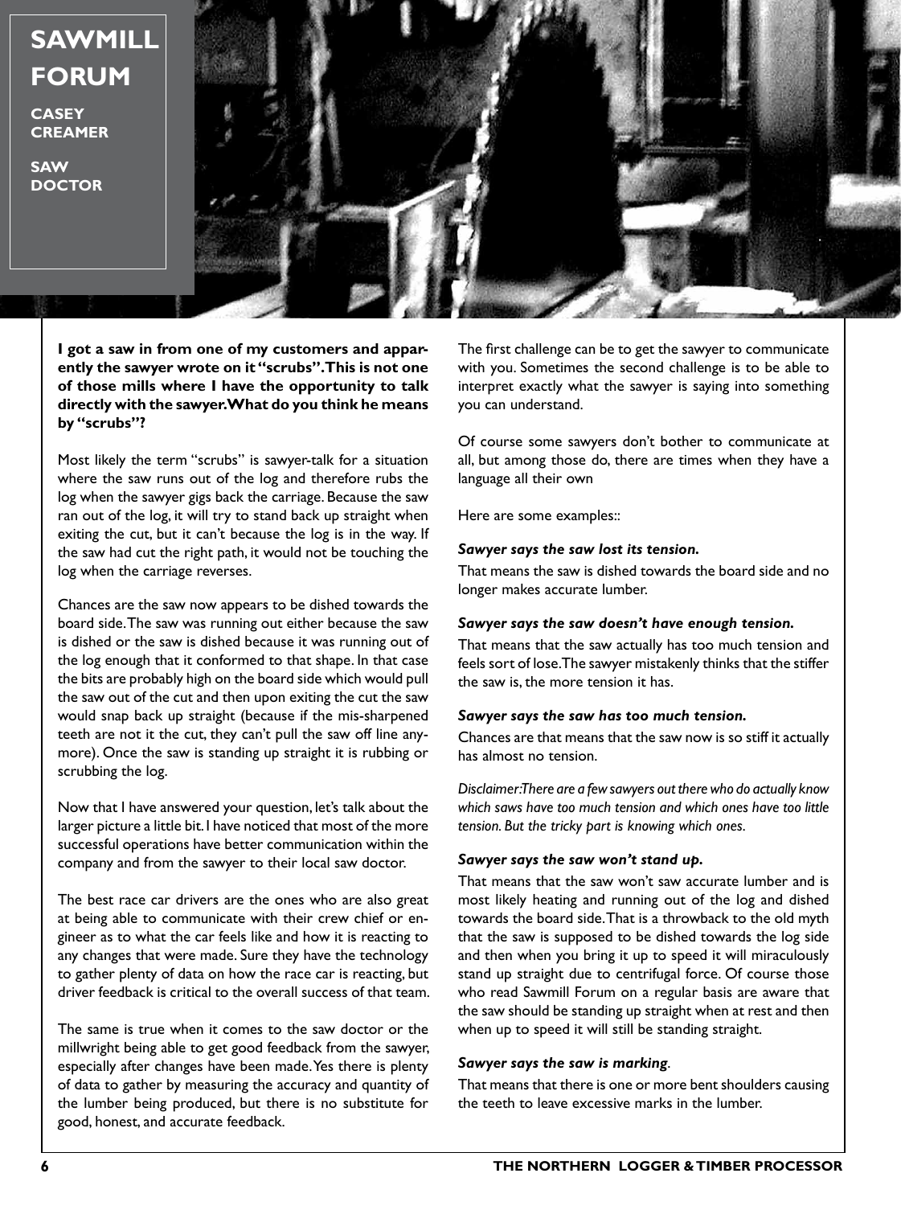# SAWMILL FORUM

**CASEY CREAMER**

**SAW DOCTOR**

**I got a saw in from one of my customers and apparently the sawyer wrote on it "scrubs". This is not one of those mills where I have the opportunity to talk directly with the sawyer. What do you think he means by "scrubs"?**

Most likely the term "scrubs" is sawyer-talk for a situation where the saw runs out of the log and therefore rubs the log when the sawyer gigs back the carriage. Because the saw ran out of the log, it will try to stand back up straight when exiting the cut, but it can't because the log is in the way. If the saw had cut the right path, it would not be touching the log when the carriage reverses.

Chances are the saw now appears to be dished towards the board side. The saw was running out either because the saw is dished or the saw is dished because it was running out of the log enough that it conformed to that shape. In that case the bits are probably high on the board side which would pull the saw out of the cut and then upon exiting the cut the saw would snap back up straight (because if the mis-sharpened teeth are not it the cut, they can't pull the saw off line anymore). Once the saw is standing up straight it is rubbing or scrubbing the log.

Now that I have answered your question, let's talk about the larger picture a little bit. I have noticed that most of the more successful operations have better communication within the company and from the sawyer to their local saw doctor.

The best race car drivers are the ones who are also great at being able to communicate with their crew chief or engineer as to what the car feels like and how it is reacting to any changes that were made. Sure they have the technology to gather plenty of data on how the race car is reacting, but driver feedback is critical to the overall success of that team.

The same is true when it comes to the saw doctor or the millwright being able to get good feedback from the sawyer, especially after changes have been made. Yes there is plenty of data to gather by measuring the accuracy and quantity of the lumber being produced, but there is no substitute for good, honest, and accurate feedback.

The first challenge can be to get the sawyer to communicate with you. Sometimes the second challenge is to be able to interpret exactly what the sawyer is saying into something you can understand.

Of course some sawyers don't bother to communicate at all, but among those do, there are times when they have a language all their own

Here are some examples::

***Sawyer says the saw lost its tension.***

That means the saw is dished towards the board side and no longer makes accurate lumber.

***Sawyer says the saw doesn't have enough tension.***

That means that the saw actually has too much tension and feels sort of lose. The sawyer mistakenly thinks that the stiffer the saw is, the more tension it has.

***Sawyer says the saw has too much tension.***

Chances are that means that the saw now is so stiff it actually has almost no tension.

*Disclaimer: There are a few sawyers out there who do actually know which saws have too much tension and which ones have too little tension. But the tricky part is knowing which ones.*

***Sawyer says the saw won't stand up.***

That means that the saw won't saw accurate lumber and is most likely heating and running out of the log and dished towards the board side. That is a throwback to the old myth that the saw is supposed to be dished towards the log side and then when you bring it up to speed it will miraculously stand up straight due to centrifugal force. Of course those who read Sawmill Forum on a regular basis are aware that the saw should be standing up straight when at rest and then when up to speed it will still be standing straight.

***Sawyer says the saw is marking.***

That means that there is one or more bent shoulders causing the teeth to leave excessive marks in the lumber.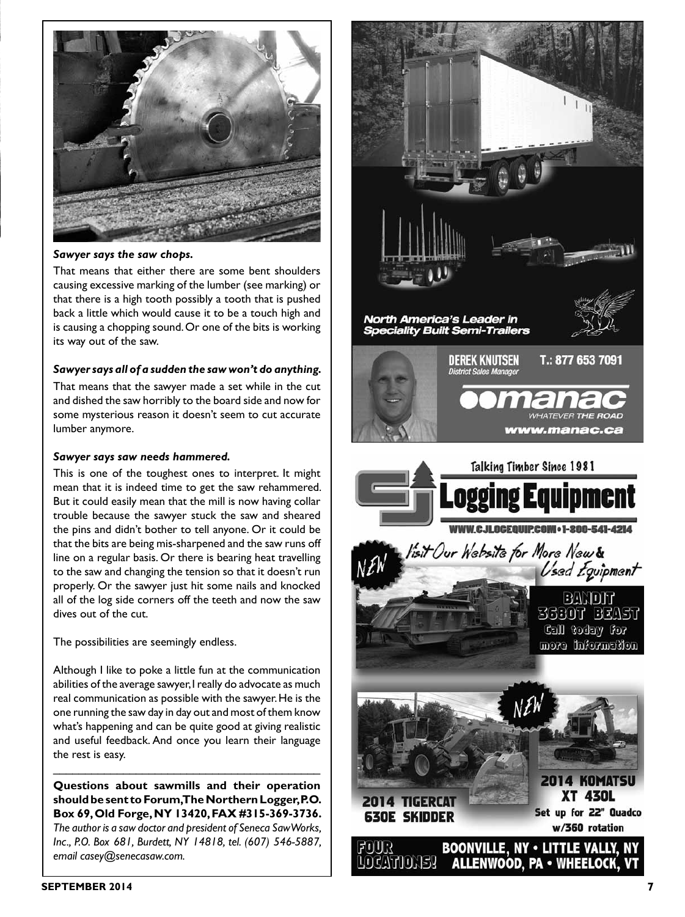***Sawyer says the saw chops.***

That means that either there are some bent shoulders causing excessive marking of the lumber (see marking) or that there is a high tooth possibly a tooth that is pushed back a little which would cause it to be a touch high and is causing a chopping sound. Or one of the bits is working its way out of the saw.

***Sawyer says all of a sudden the saw won't do anything.***

That means that the sawyer made a set while in the cut and dished the saw horribly to the board side and now for some mysterious reason it doesn't seem to cut accurate lumber anymore.

***Sawyer says saw needs hammered.***

This is one of the toughest ones to interpret. It might mean that it is indeed time to get the saw rehammered. But it could easily mean that the mill is now having collar trouble because the sawyer stuck the saw and sheared the pins and didn't bother to tell anyone. Or it could be that the bits are being mis-sharpened and the saw runs off line on a regular basis. Or there is bearing heat travelling to the saw and changing the tension so that it doesn't run properly. Or the sawyer just hit some nails and knocked all of the log side corners off the teeth and now the saw dives out of the cut.

The possibilities are seemingly endless.

Although I like to poke a little fun at the communication abilities of the average sawyer, I really do advocate as much real communication as possible with the sawyer. He is the one running the saw day in day out and most of them know what's happening and can be quite good at giving realistic and useful feedback. And once you learn their language the rest is easy.

---

**Questions about sawmills and their operation should be sent to Forum, The Northern Logger, P.O. Box 69, Old Forge, NY 13420, FAX #315-369-3736.**

*The author is a saw doctor and president of Seneca SawWorks, Inc., P.O. Box 681, Burdett, NY 14818, tel. (607) 546-5887, email casey@senecasaw.com.*

North America's Leader in Speciality Built Semi-Trailers

DEREK KNUTSEN
District Sales Manager
T.: 877 653 7091

manac
WHATEVER THE ROAD
www.manac.ca

Talking Timber Since 1981

CJ Logging Equipment

WWW.CJLOGEQUIP.COM • 1-800-541-4214

NEW

Visit Our Website for More New & Used Equipment

BANDIT 3680T BEAST
Call today for more information

NEW

2014 TIGERCAT 630E SKIDDER

2014 KOMATSU XT 430L
Set up for 22" Quadco w/360 rotation

FOUR LOCATIONS!
BOONVILLE, NY • LITTLE VALLY, NY
ALLENWOOD, PA • WHEELOCK, VT